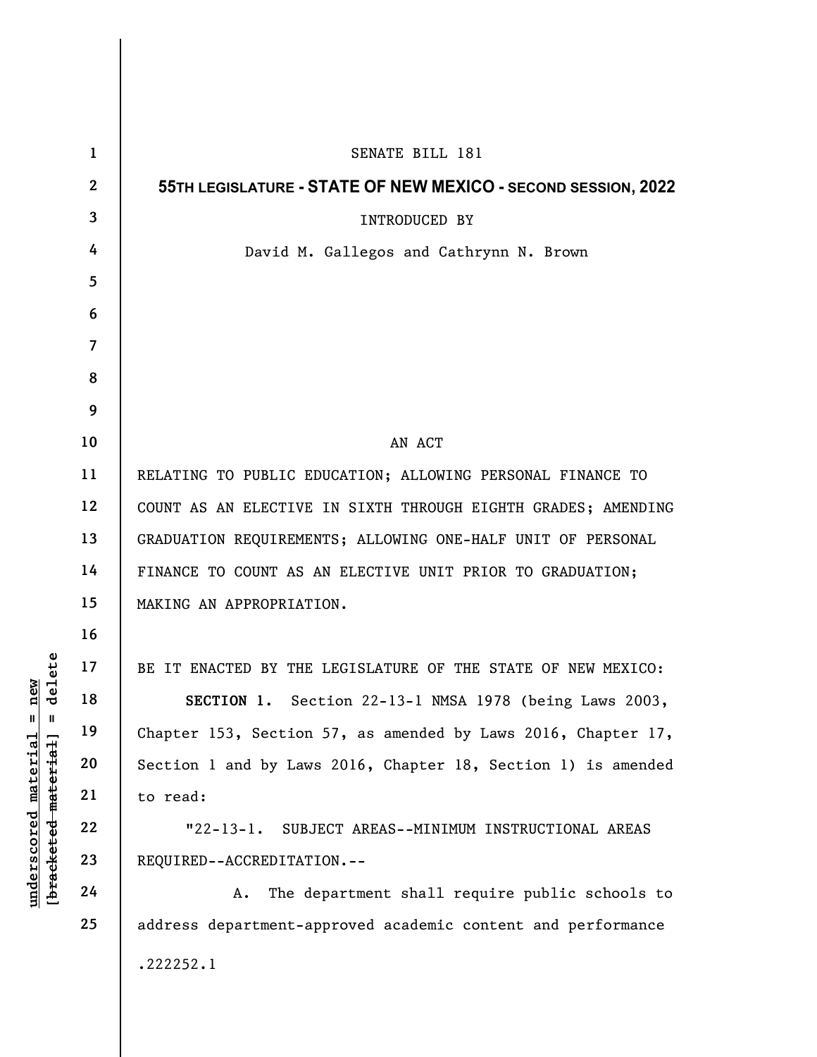SENATE BILL 181

**55TH LEGISLATURE - STATE OF NEW MEXICO - SECOND SESSION, 2022**

INTRODUCED BY

David M. Gallegos and Cathrynn N. Brown

AN ACT

RELATING TO PUBLIC EDUCATION; ALLOWING PERSONAL FINANCE TO COUNT AS AN ELECTIVE IN SIXTH THROUGH EIGHTH GRADES; AMENDING GRADUATION REQUIREMENTS; ALLOWING ONE-HALF UNIT OF PERSONAL FINANCE TO COUNT AS AN ELECTIVE UNIT PRIOR TO GRADUATION; MAKING AN APPROPRIATION.

BE IT ENACTED BY THE LEGISLATURE OF THE STATE OF NEW MEXICO:

**SECTION 1.** Section 22-13-1 NMSA 1978 (being Laws 2003, Chapter 153, Section 57, as amended by Laws 2016, Chapter 17, Section 1 and by Laws 2016, Chapter 18, Section 1) is amended to read:

"22-13-1. SUBJECT AREAS--MINIMUM INSTRUCTIONAL AREAS REQUIRED--ACCREDITATION.--

A. The department shall require public schools to address department-approved academic content and performance

.222252.1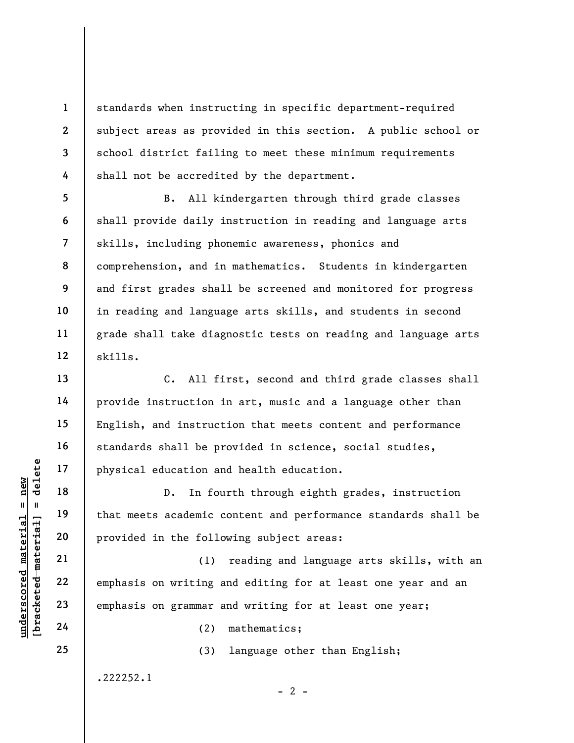standards when instructing in specific department-required subject areas as provided in this section. A public school or school district failing to meet these minimum requirements shall not be accredited by the department.

B. All kindergarten through third grade classes shall provide daily instruction in reading and language arts skills, including phonemic awareness, phonics and comprehension, and in mathematics. Students in kindergarten and first grades shall be screened and monitored for progress in reading and language arts skills, and students in second grade shall take diagnostic tests on reading and language arts skills.

C. All first, second and third grade classes shall provide instruction in art, music and a language other than English, and instruction that meets content and performance standards shall be provided in science, social studies, physical education and health education.

D. In fourth through eighth grades, instruction that meets academic content and performance standards shall be provided in the following subject areas:

(1) reading and language arts skills, with an emphasis on writing and editing for at least one year and an emphasis on grammar and writing for at least one year;

(2) mathematics;

(3) language other than English;

.222252.1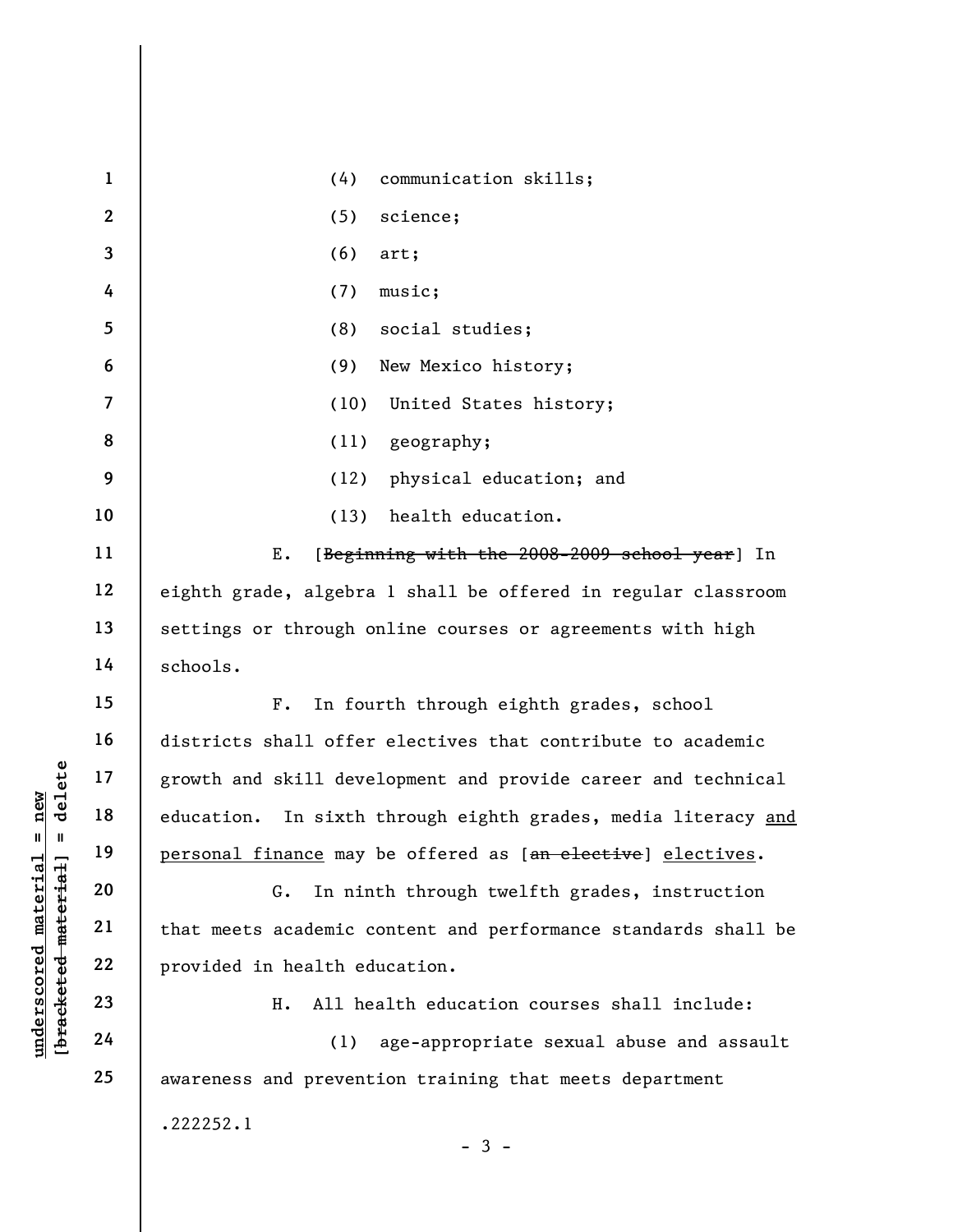(4) communication skills;

(5) science;

(6) art;

(7) music;

(8) social studies;

(9) New Mexico history;

(10) United States history;

(11) geography;

(12) physical education; and

(13) health education.

E. [~~Beginning with the 2008-2009 school year~~] In eighth grade, algebra 1 shall be offered in regular classroom settings or through online courses or agreements with high schools.

F. In fourth through eighth grades, school districts shall offer electives that contribute to academic growth and skill development and provide career and technical education. In sixth through eighth grades, media literacy <u>and personal finance</u> may be offered as [~~an elective~~] <u>electives</u>.

G. In ninth through twelfth grades, instruction that meets academic content and performance standards shall be provided in health education.

H. All health education courses shall include:

(1) age-appropriate sexual abuse and assault awareness and prevention training that meets department

.222252.1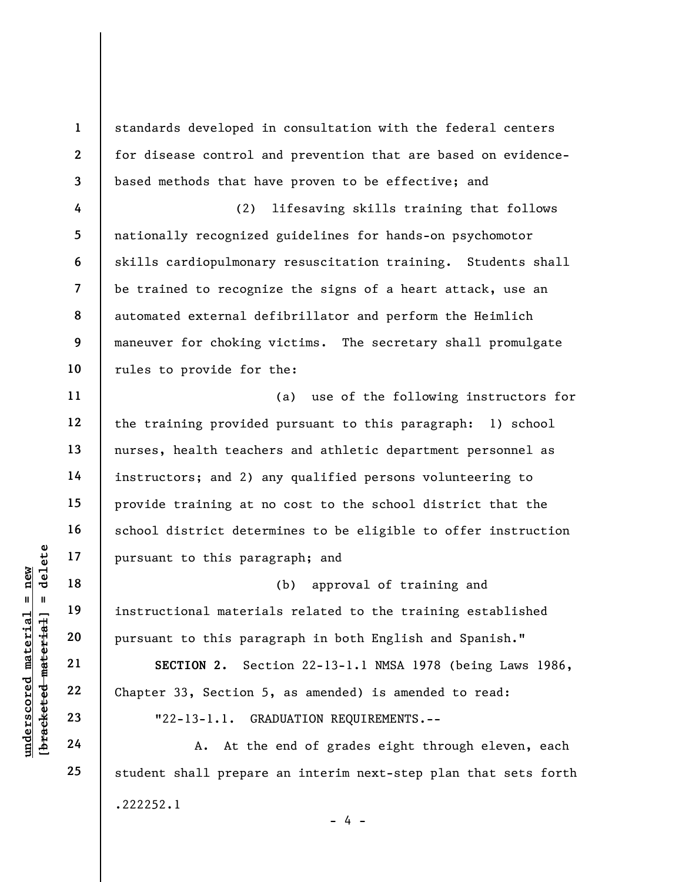standards developed in consultation with the federal centers for disease control and prevention that are based on evidence-based methods that have proven to be effective; and

(2) lifesaving skills training that follows nationally recognized guidelines for hands-on psychomotor skills cardiopulmonary resuscitation training. Students shall be trained to recognize the signs of a heart attack, use an automated external defibrillator and perform the Heimlich maneuver for choking victims. The secretary shall promulgate rules to provide for the:

(a) use of the following instructors for the training provided pursuant to this paragraph: 1) school nurses, health teachers and athletic department personnel as instructors; and 2) any qualified persons volunteering to provide training at no cost to the school district that the school district determines to be eligible to offer instruction pursuant to this paragraph; and

(b) approval of training and instructional materials related to the training established pursuant to this paragraph in both English and Spanish."

**SECTION 2.** Section 22-13-1.1 NMSA 1978 (being Laws 1986, Chapter 33, Section 5, as amended) is amended to read:

"22-13-1.1. GRADUATION REQUIREMENTS.--

A. At the end of grades eight through eleven, each student shall prepare an interim next-step plan that sets forth

.222252.1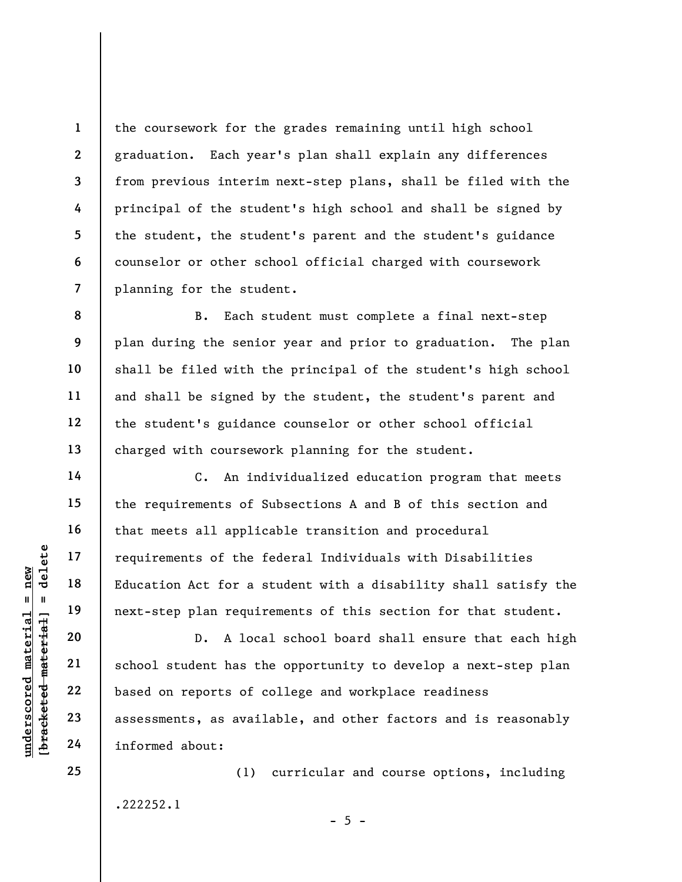the coursework for the grades remaining until high school graduation. Each year's plan shall explain any differences from previous interim next-step plans, shall be filed with the principal of the student's high school and shall be signed by the student, the student's parent and the student's guidance counselor or other school official charged with coursework planning for the student.

B. Each student must complete a final next-step plan during the senior year and prior to graduation. The plan shall be filed with the principal of the student's high school and shall be signed by the student, the student's parent and the student's guidance counselor or other school official charged with coursework planning for the student.

C. An individualized education program that meets the requirements of Subsections A and B of this section and that meets all applicable transition and procedural requirements of the federal Individuals with Disabilities Education Act for a student with a disability shall satisfy the next-step plan requirements of this section for that student.

D. A local school board shall ensure that each high school student has the opportunity to develop a next-step plan based on reports of college and workplace readiness assessments, as available, and other factors and is reasonably informed about:

(1) curricular and course options, including

.222252.1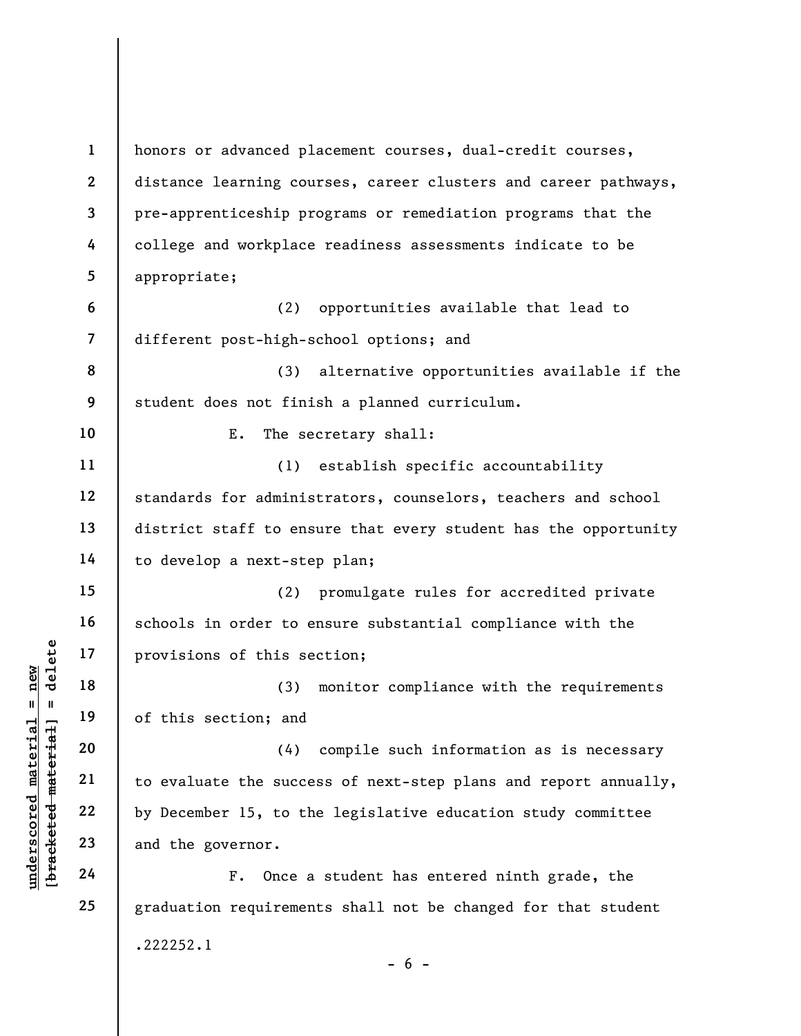honors or advanced placement courses, dual-credit courses, distance learning courses, career clusters and career pathways, pre-apprenticeship programs or remediation programs that the college and workplace readiness assessments indicate to be appropriate;

(2) opportunities available that lead to different post-high-school options; and

(3) alternative opportunities available if the student does not finish a planned curriculum.

E. The secretary shall:

(1) establish specific accountability standards for administrators, counselors, teachers and school district staff to ensure that every student has the opportunity to develop a next-step plan;

(2) promulgate rules for accredited private schools in order to ensure substantial compliance with the provisions of this section;

(3) monitor compliance with the requirements of this section; and

(4) compile such information as is necessary to evaluate the success of next-step plans and report annually, by December 15, to the legislative education study committee and the governor.

F. Once a student has entered ninth grade, the graduation requirements shall not be changed for that student

.222252.1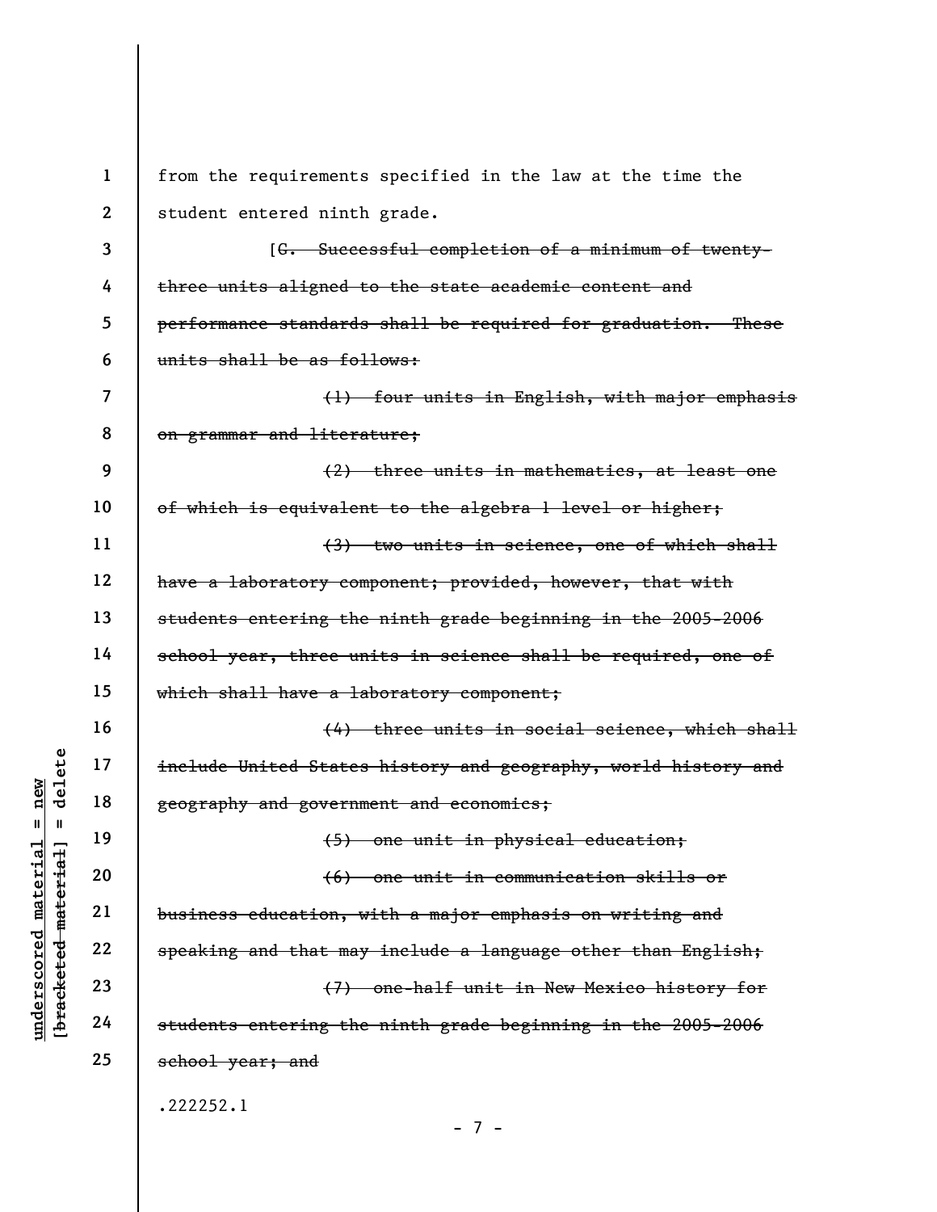from the requirements specified in the law at the time the student entered ninth grade.

[~~G. Successful completion of a minimum of twenty-three units aligned to the state academic content and performance standards shall be required for graduation. These units shall be as follows:~~

~~(1) four units in English, with major emphasis on grammar and literature;~~

~~(2) three units in mathematics, at least one of which is equivalent to the algebra 1 level or higher;~~

~~(3) two units in science, one of which shall have a laboratory component; provided, however, that with students entering the ninth grade beginning in the 2005-2006 school year, three units in science shall be required, one of which shall have a laboratory component;~~

~~(4) three units in social science, which shall include United States history and geography, world history and geography and government and economics;~~

~~(5) one unit in physical education;~~

~~(6) one unit in communication skills or business education, with a major emphasis on writing and speaking and that may include a language other than English;~~

~~(7) one-half unit in New Mexico history for students entering the ninth grade beginning in the 2005-2006 school year; and~~

.222252.1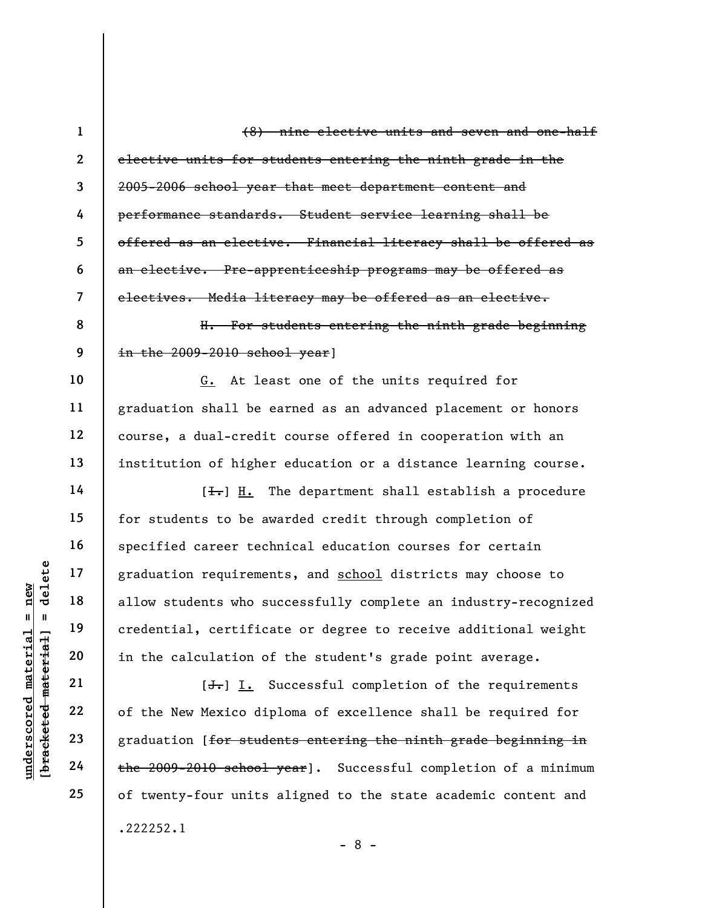~~(8) nine elective units and seven and one-half elective units for students entering the ninth grade in the 2005-2006 school year that meet department content and performance standards. Student service learning shall be offered as an elective. Financial literacy shall be offered as an elective. Pre-apprenticeship programs may be offered as electives. Media literacy may be offered as an elective.~~

~~H. For students entering the ninth grade beginning in the 2009-2010 school year~~]

<u>G.</u> At least one of the units required for graduation shall be earned as an advanced placement or honors course, a dual-credit course offered in cooperation with an institution of higher education or a distance learning course.

[~~I.~~] <u>H.</u> The department shall establish a procedure for students to be awarded credit through completion of specified career technical education courses for certain graduation requirements, and <u>school</u> districts may choose to allow students who successfully complete an industry-recognized credential, certificate or degree to receive additional weight in the calculation of the student's grade point average.

[~~J.~~] <u>I.</u> Successful completion of the requirements of the New Mexico diploma of excellence shall be required for graduation [~~for students entering the ninth grade beginning in the 2009-2010 school year~~]. Successful completion of a minimum of twenty-four units aligned to the state academic content and

.222252.1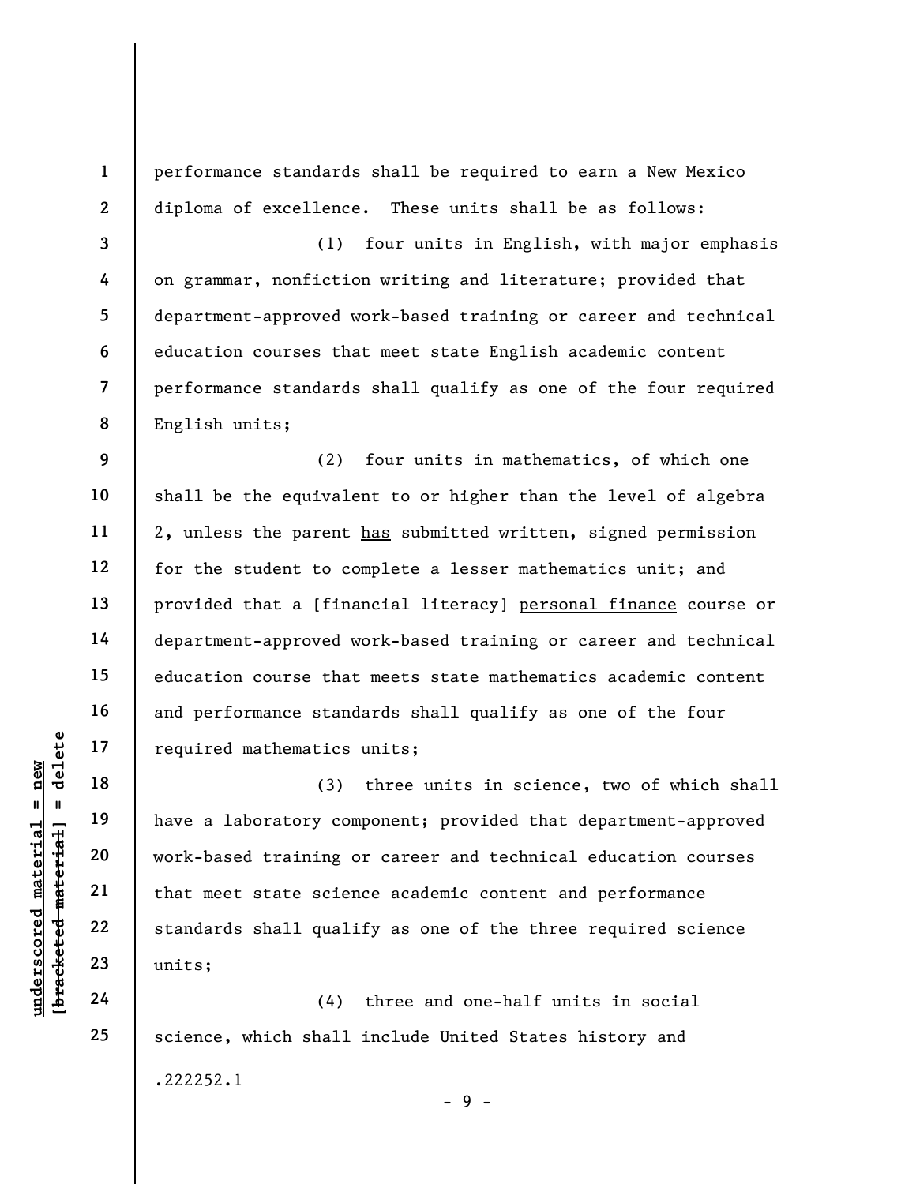performance standards shall be required to earn a New Mexico diploma of excellence. These units shall be as follows:

(1) four units in English, with major emphasis on grammar, nonfiction writing and literature; provided that department-approved work-based training or career and technical education courses that meet state English academic content performance standards shall qualify as one of the four required English units;

(2) four units in mathematics, of which one shall be the equivalent to or higher than the level of algebra 2, unless the parent <u>has</u> submitted written, signed permission for the student to complete a lesser mathematics unit; and provided that a [~~financial literacy~~] <u>personal finance</u> course or department-approved work-based training or career and technical education course that meets state mathematics academic content and performance standards shall qualify as one of the four required mathematics units;

(3) three units in science, two of which shall have a laboratory component; provided that department-approved work-based training or career and technical education courses that meet state science academic content and performance standards shall qualify as one of the three required science units;

(4) three and one-half units in social science, which shall include United States history and

.222252.1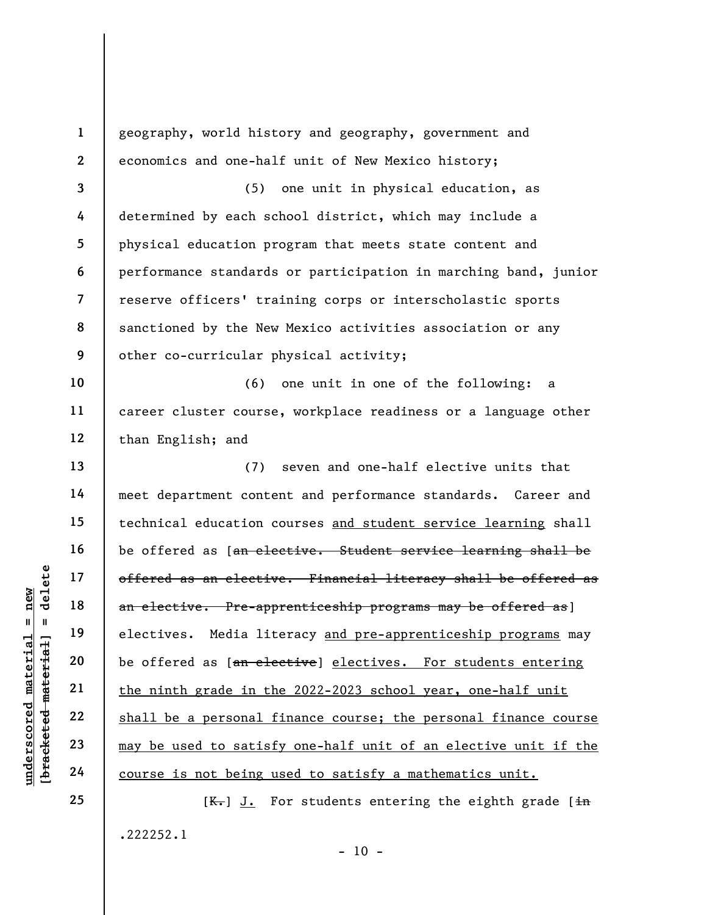geography, world history and geography, government and economics and one-half unit of New Mexico history;

(5) one unit in physical education, as determined by each school district, which may include a physical education program that meets state content and performance standards or participation in marching band, junior reserve officers' training corps or interscholastic sports sanctioned by the New Mexico activities association or any other co-curricular physical activity;

(6) one unit in one of the following: a career cluster course, workplace readiness or a language other than English; and

(7) seven and one-half elective units that meet department content and performance standards. Career and technical education courses <u>and student service learning</u> shall be offered as [~~an elective. Student service learning shall be offered as an elective. Financial literacy shall be offered as an elective. Pre-apprenticeship programs may be offered as~~] electives. Media literacy <u>and pre-apprenticeship programs</u> may be offered as [~~an elective~~] <u>electives. For students entering the ninth grade in the 2022-2023 school year, one-half unit shall be a personal finance course; the personal finance course may be used to satisfy one-half unit of an elective unit if the course is not being used to satisfy a mathematics unit.</u>

[~~K.~~] <u>J.</u> For students entering the eighth grade [~~in~~

.222252.1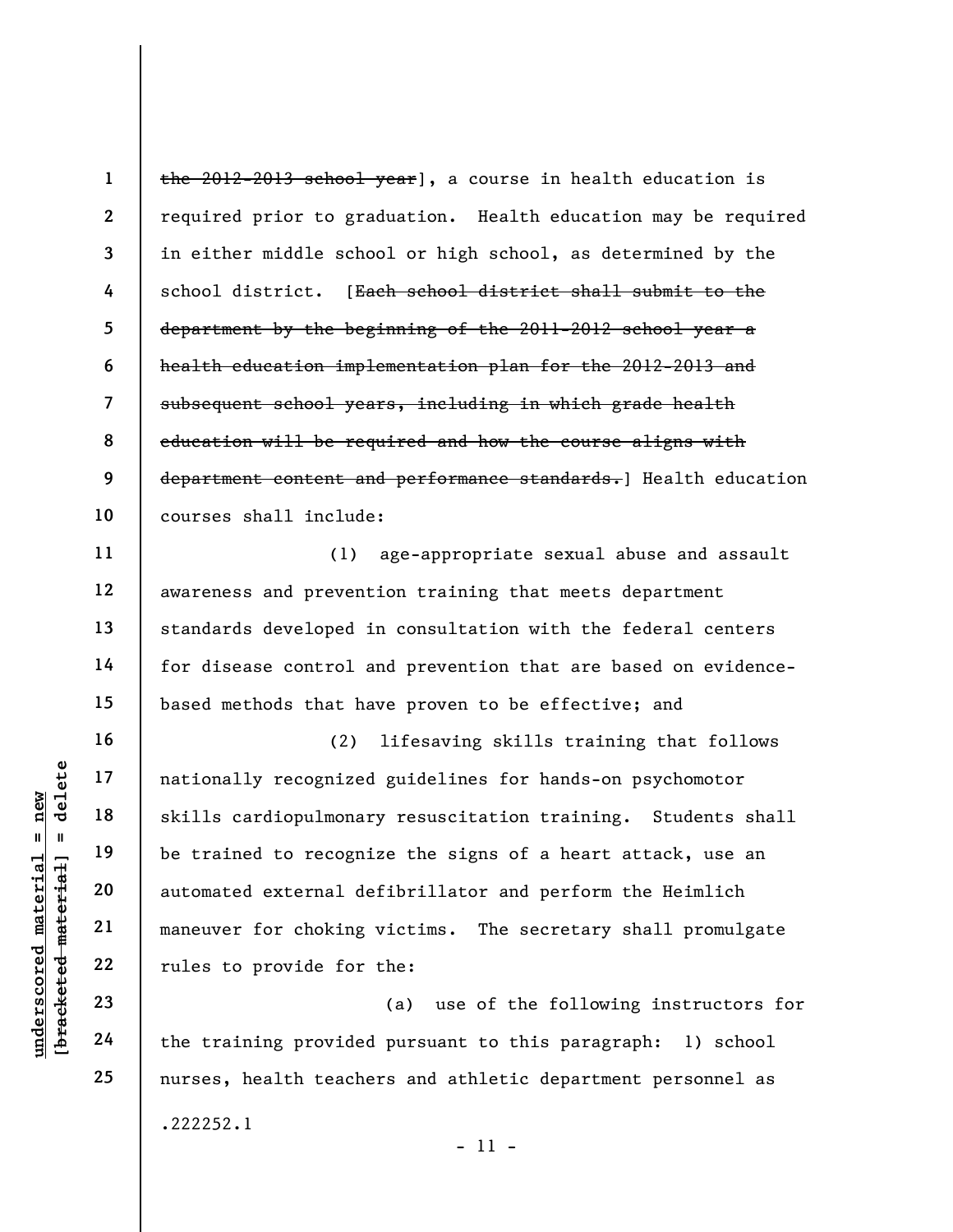~~the 2012-2013 school year~~], a course in health education is required prior to graduation. Health education may be required in either middle school or high school, as determined by the school district. [~~Each school district shall submit to the department by the beginning of the 2011-2012 school year a health education implementation plan for the 2012-2013 and subsequent school years, including in which grade health education will be required and how the course aligns with department content and performance standards.~~] Health education courses shall include:

(1) age-appropriate sexual abuse and assault awareness and prevention training that meets department standards developed in consultation with the federal centers for disease control and prevention that are based on evidence-based methods that have proven to be effective; and

(2) lifesaving skills training that follows nationally recognized guidelines for hands-on psychomotor skills cardiopulmonary resuscitation training. Students shall be trained to recognize the signs of a heart attack, use an automated external defibrillator and perform the Heimlich maneuver for choking victims. The secretary shall promulgate rules to provide for the:

(a) use of the following instructors for the training provided pursuant to this paragraph: 1) school nurses, health teachers and athletic department personnel as

.222252.1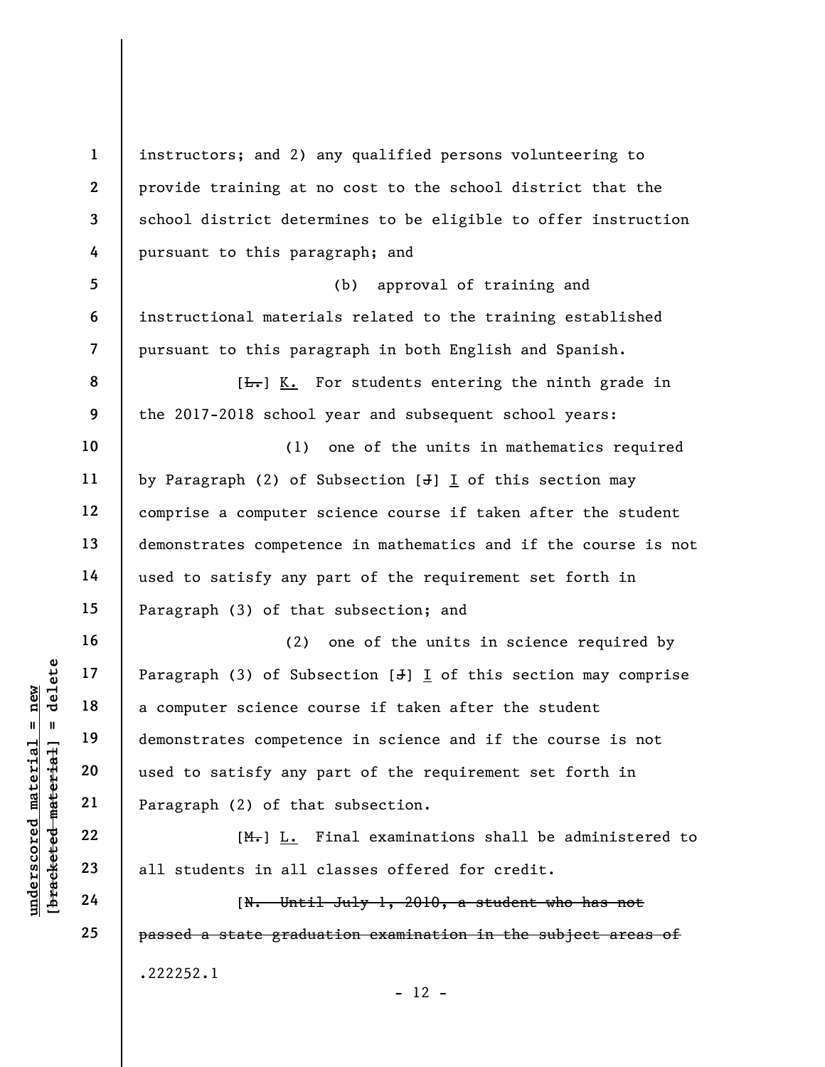instructors; and 2) any qualified persons volunteering to provide training at no cost to the school district that the school district determines to be eligible to offer instruction pursuant to this paragraph; and

(b) approval of training and instructional materials related to the training established pursuant to this paragraph in both English and Spanish.

[~~L.~~] K. For students entering the ninth grade in the 2017-2018 school year and subsequent school years:

(1) one of the units in mathematics required by Paragraph (2) of Subsection [~~J~~] I of this section may comprise a computer science course if taken after the student demonstrates competence in mathematics and if the course is not used to satisfy any part of the requirement set forth in Paragraph (3) of that subsection; and

(2) one of the units in science required by Paragraph (3) of Subsection [~~J~~] I of this section may comprise a computer science course if taken after the student demonstrates competence in science and if the course is not used to satisfy any part of the requirement set forth in Paragraph (2) of that subsection.

[~~M.~~] L. Final examinations shall be administered to all students in all classes offered for credit.

[~~N. Until July 1, 2010, a student who has not passed a state graduation examination in the subject areas of~~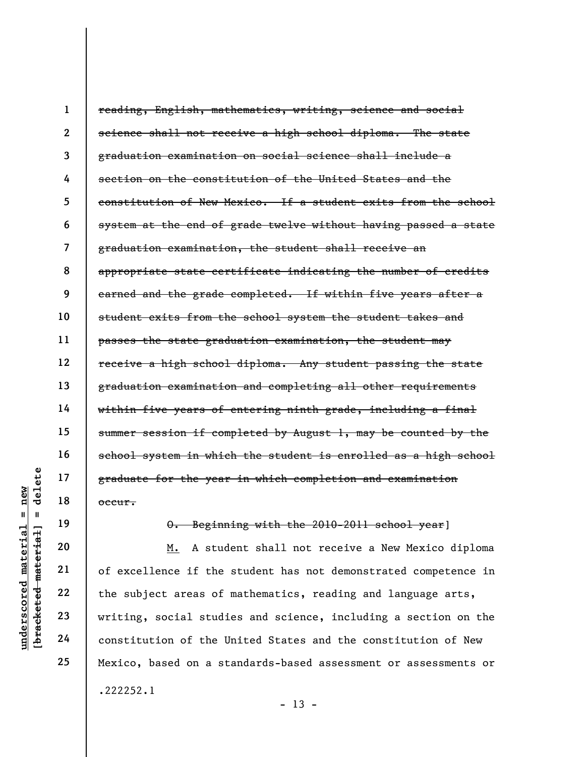~~reading, English, mathematics, writing, science and social science shall not receive a high school diploma. The state graduation examination on social science shall include a section on the constitution of the United States and the constitution of New Mexico. If a student exits from the school system at the end of grade twelve without having passed a state graduation examination, the student shall receive an appropriate state certificate indicating the number of credits earned and the grade completed. If within five years after a student exits from the school system the student takes and passes the state graduation examination, the student may receive a high school diploma. Any student passing the state graduation examination and completing all other requirements within five years of entering ninth grade, including a final summer session if completed by August 1, may be counted by the school system in which the student is enrolled as a high school graduate for the year in which completion and examination occur.~~

~~O. Beginning with the 2010-2011 school year~~]

<u>M.</u> A student shall not receive a New Mexico diploma of excellence if the student has not demonstrated competence in the subject areas of mathematics, reading and language arts, writing, social studies and science, including a section on the constitution of the United States and the constitution of New Mexico, based on a standards-based assessment or assessments or

.222252.1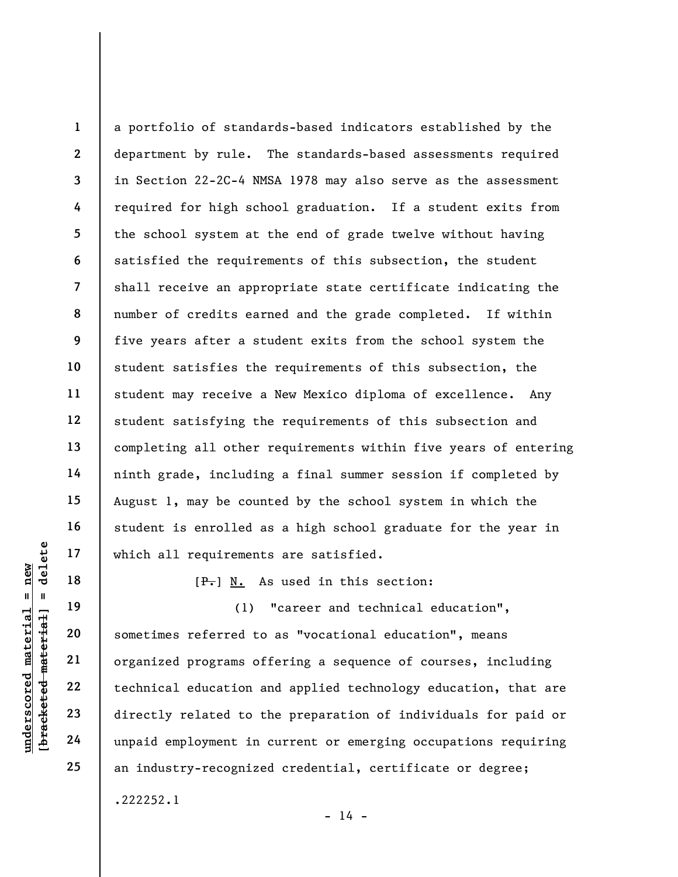a portfolio of standards-based indicators established by the department by rule. The standards-based assessments required in Section 22-2C-4 NMSA 1978 may also serve as the assessment required for high school graduation. If a student exits from the school system at the end of grade twelve without having satisfied the requirements of this subsection, the student shall receive an appropriate state certificate indicating the number of credits earned and the grade completed. If within five years after a student exits from the school system the student satisfies the requirements of this subsection, the student may receive a New Mexico diploma of excellence. Any student satisfying the requirements of this subsection and completing all other requirements within five years of entering ninth grade, including a final summer session if completed by August 1, may be counted by the school system in which the student is enrolled as a high school graduate for the year in which all requirements are satisfied.

[~~P.~~] N. As used in this section:

(1) "career and technical education", sometimes referred to as "vocational education", means organized programs offering a sequence of courses, including technical education and applied technology education, that are directly related to the preparation of individuals for paid or unpaid employment in current or emerging occupations requiring an industry-recognized credential, certificate or degree;

.222252.1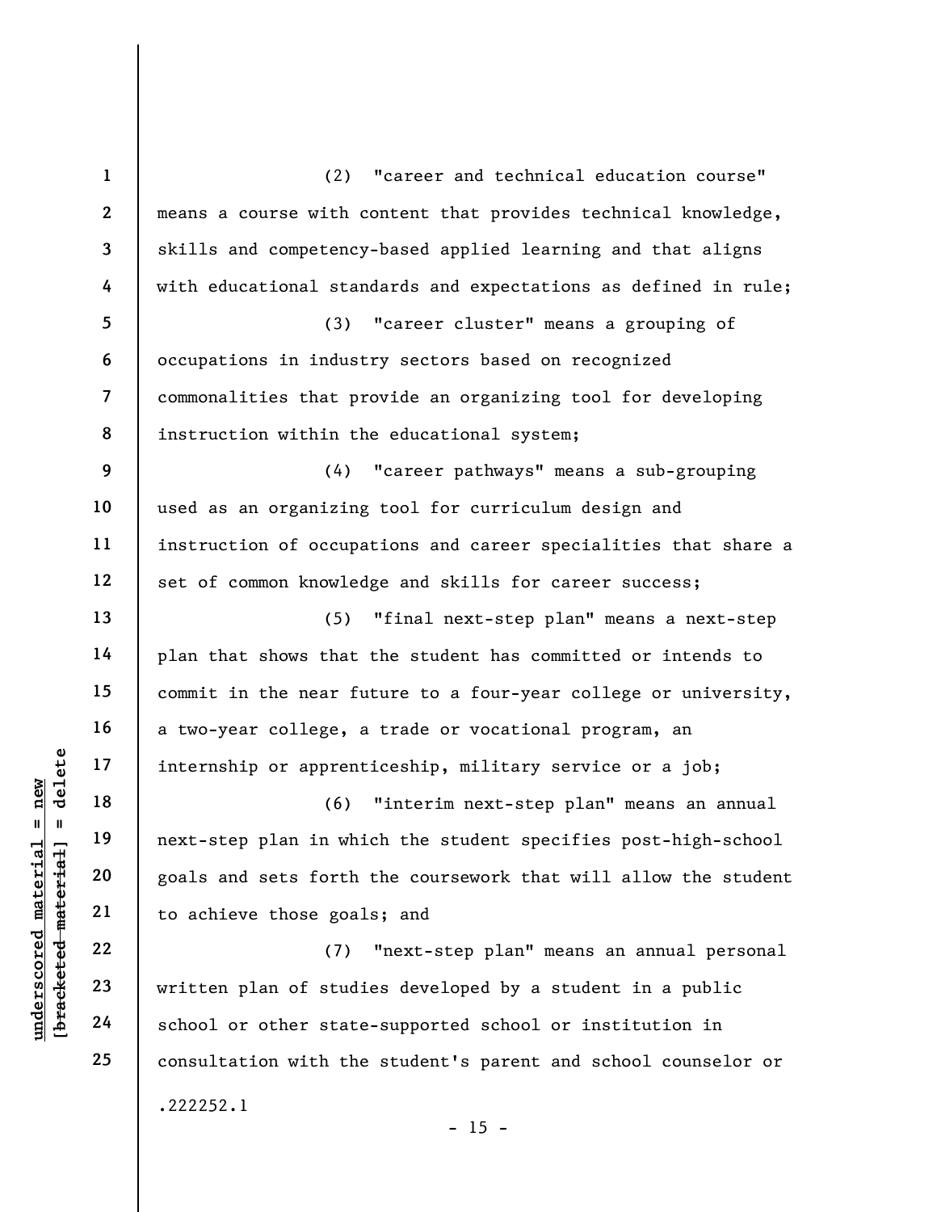(2) "career and technical education course" means a course with content that provides technical knowledge, skills and competency-based applied learning and that aligns with educational standards and expectations as defined in rule;

(3) "career cluster" means a grouping of occupations in industry sectors based on recognized commonalities that provide an organizing tool for developing instruction within the educational system;

(4) "career pathways" means a sub-grouping used as an organizing tool for curriculum design and instruction of occupations and career specialities that share a set of common knowledge and skills for career success;

(5) "final next-step plan" means a next-step plan that shows that the student has committed or intends to commit in the near future to a four-year college or university, a two-year college, a trade or vocational program, an internship or apprenticeship, military service or a job;

(6) "interim next-step plan" means an annual next-step plan in which the student specifies post-high-school goals and sets forth the coursework that will allow the student to achieve those goals; and

(7) "next-step plan" means an annual personal written plan of studies developed by a student in a public school or other state-supported school or institution in consultation with the student's parent and school counselor or

.222252.1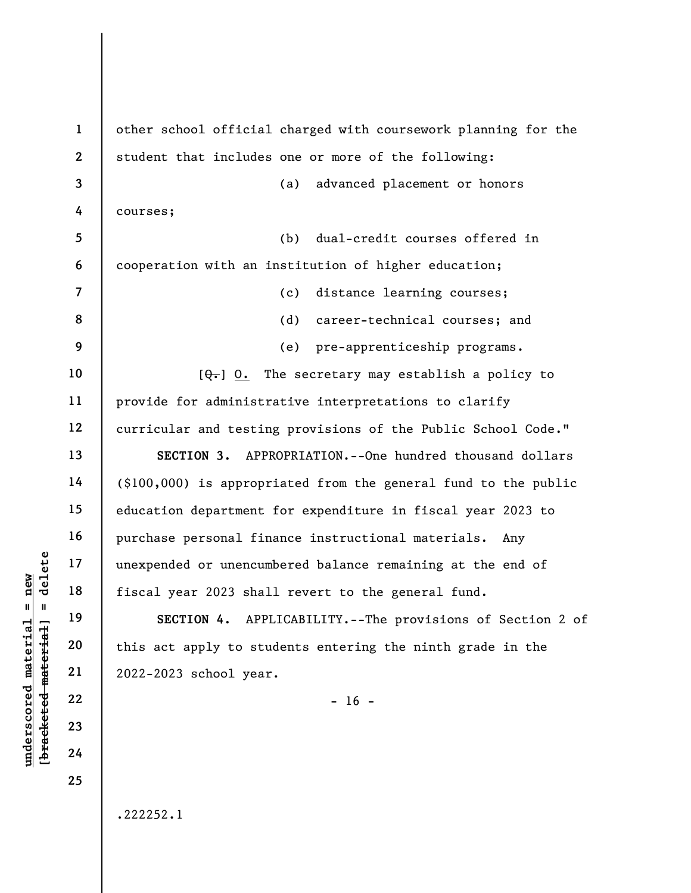other school official charged with coursework planning for the student that includes one or more of the following:

(a) advanced placement or honors courses;

(b) dual-credit courses offered in cooperation with an institution of higher education;

(c) distance learning courses;

(d) career-technical courses; and

(e) pre-apprenticeship programs.

[~~O.~~] O. The secretary may establish a policy to provide for administrative interpretations to clarify curricular and testing provisions of the Public School Code."

**SECTION 3.** APPROPRIATION.--One hundred thousand dollars ($100,000) is appropriated from the general fund to the public education department for expenditure in fiscal year 2023 to purchase personal finance instructional materials. Any unexpended or unencumbered balance remaining at the end of fiscal year 2023 shall revert to the general fund.

**SECTION 4.** APPLICABILITY.--The provisions of Section 2 of this act apply to students entering the ninth grade in the 2022-2023 school year.

.222252.1